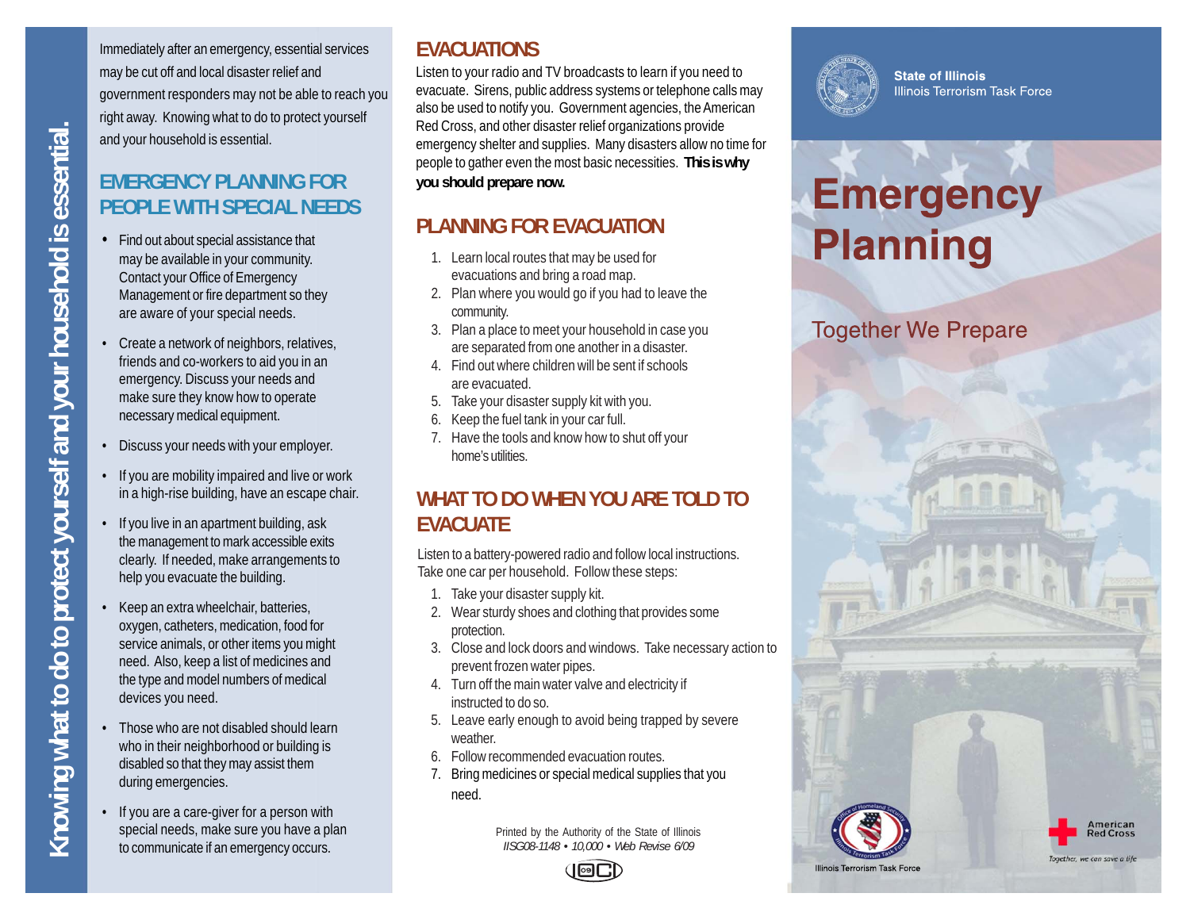Knowing what to do to protect yourself and your household is essential.

Immediately after an emergency, essential services may be cut off and local disaster relief and government responders may not be able to reach you right away. Knowing what to do to protect yourself and your household is essential.

## EMERGENCY PLANNING FOR PEOPLE WITH SPECIAL NEEDS

- Find out about special assistance that may be available in your community. Contact your Office of Emergency Management or fire department so they are aware of your special needs.
- Create a network of neighbors, relatives, friends and co-workers to aid you in an emergency. Discuss your needs and make sure they know how to operate necessary medical equipment.
- Discuss your needs with your employer.
- If you are mobility impaired and live or work in a high-rise building, have an escape chair.
- If you live in an apartment building, ask the management to mark accessible exits clearly. If needed, make arrangements to help you evacuate the building.
- Keep an extra wheelchair, batteries, oxygen, catheters, medication, food for service animals, or other items you might need. Also, keep a list of medicines and the type and model numbers of medical devices you need.
- Those who are not disabled should learn who in their neighborhood or building is disabled so that they may assist them during emergencies.
- If you are a care-giver for a person with special needs, make sure you have a plan to communicate if an emergency occurs.

## EVACUATIONS

Listen to your radio and TV broadcasts to learn if you need to evacuate. Sirens, public address systems or telephone calls may also be used to notify you. Government agencies, the American Red Cross, and other disaster relief organizations provide emergency shelter and supplies. Many disasters allow no time for people to gather even the most basic necessities. **This is why you should prepare now.**

## PLANNING FOR EVACUATION

1. Learn local routes that may be used for evacuations and bring a road map.
2. Plan where you would go if you had to leave the community.
3. Plan a place to meet your household in case you are separated from one another in a disaster.
4. Find out where children will be sent if schools are evacuated.
5. Take your disaster supply kit with you.
6. Keep the fuel tank in your car full.
7. Have the tools and know how to shut off your home's utilities.

## WHAT TO DO WHEN YOU ARE TOLD TO EVACUATE

Listen to a battery-powered radio and follow local instructions. Take one car per household. Follow these steps:

1. Take your disaster supply kit.
2. Wear sturdy shoes and clothing that provides some protection.
3. Close and lock doors and windows. Take necessary action to prevent frozen water pipes.
4. Turn off the main water valve and electricity if instructed to do so.
5. Leave early enough to avoid being trapped by severe weather.
6. Follow recommended evacuation routes.
7. Bring medicines or special medical supplies that you need.

Printed by the Authority of the State of Illinois
*IISG08-1148 • 10,000 • Web Revise 6/09*

**State of Illinois**
Illinois Terrorism Task Force

# Emergency Planning

## Together We Prepare

Illinois Terrorism Task Force

American Red Cross
*Together, we can save a life*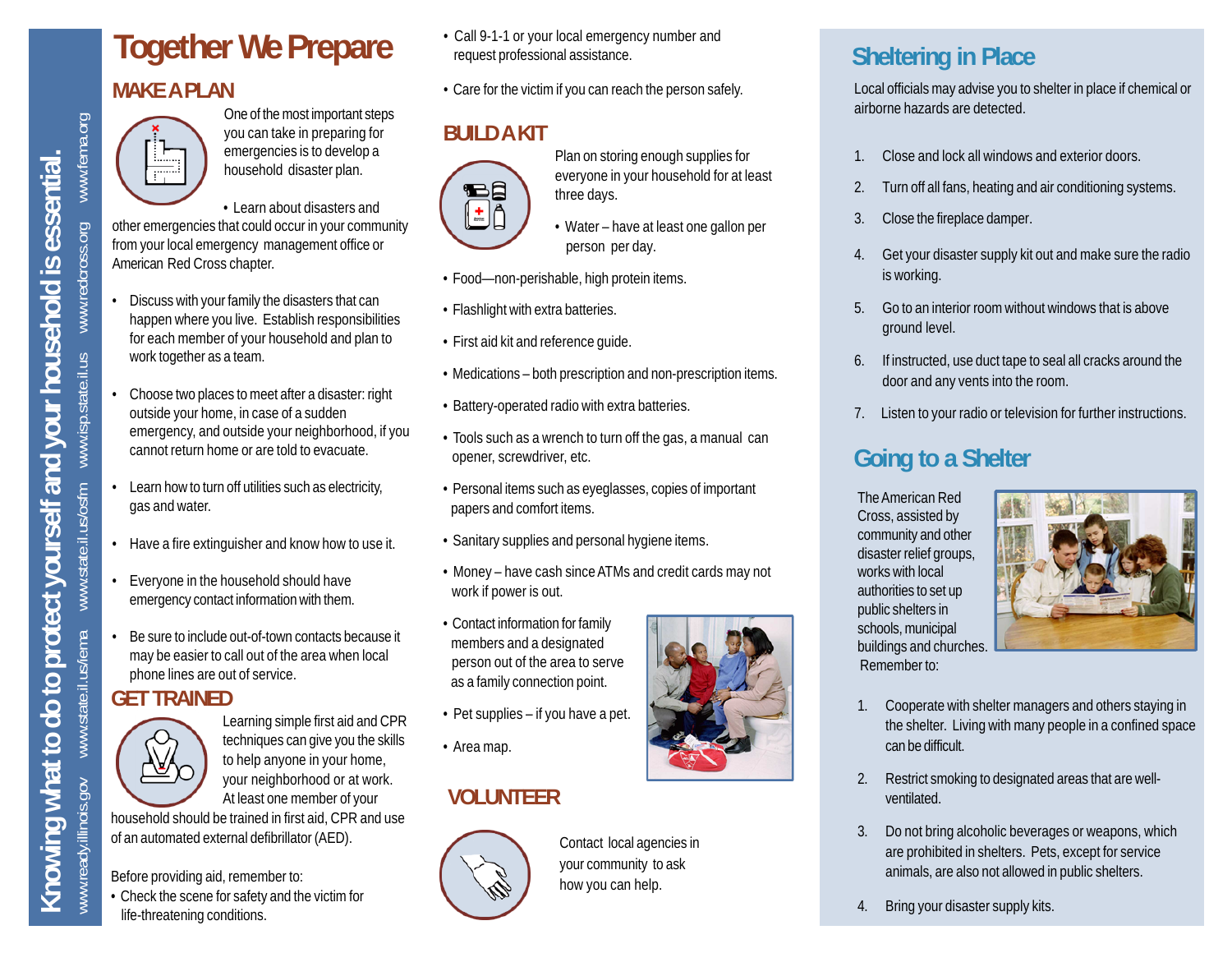Knowing what to do to protect yourself and your household is essential.

www.ready.illinois.gov www.state.il.us/iema www.state.il.us/osfm www.isp.state.il.us www.redcross.org www.fema.org

# Together We Prepare

## MAKE A PLAN

One of the most important steps you can take in preparing for emergencies is to develop a household disaster plan.

- Learn about disasters and other emergencies that could occur in your community from your local emergency management office or American Red Cross chapter.
- Discuss with your family the disasters that can happen where you live. Establish responsibilities for each member of your household and plan to work together as a team.
- Choose two places to meet after a disaster: right outside your home, in case of a sudden emergency, and outside your neighborhood, if you cannot return home or are told to evacuate.
- Learn how to turn off utilities such as electricity, gas and water.
- Have a fire extinguisher and know how to use it.
- Everyone in the household should have emergency contact information with them.
- Be sure to include out-of-town contacts because it may be easier to call out of the area when local phone lines are out of service.

## GET TRAINED

Learning simple first aid and CPR techniques can give you the skills to help anyone in your home, your neighborhood or at work. At least one member of your household should be trained in first aid, CPR and use of an automated external defibrillator (AED).

Before providing aid, remember to:

- Check the scene for safety and the victim for life-threatening conditions.
- Call 9-1-1 or your local emergency number and request professional assistance.
- Care for the victim if you can reach the person safely.

## BUILD A KIT

Plan on storing enough supplies for everyone in your household for at least three days.

- Water – have at least one gallon per person per day.
- Food—non-perishable, high protein items.
- Flashlight with extra batteries.
- First aid kit and reference guide.
- Medications – both prescription and non-prescription items.
- Battery-operated radio with extra batteries.
- Tools such as a wrench to turn off the gas, a manual can opener, screwdriver, etc.
- Personal items such as eyeglasses, copies of important papers and comfort items.
- Sanitary supplies and personal hygiene items.
- Money – have cash since ATMs and credit cards may not work if power is out.
- Contact information for family members and a designated person out of the area to serve as a family connection point.
- Pet supplies – if you have a pet.
- Area map.

## VOLUNTEER

Contact local agencies in your community to ask how you can help.

## Sheltering in Place

Local officials may advise you to shelter in place if chemical or airborne hazards are detected.

1. Close and lock all windows and exterior doors.
2. Turn off all fans, heating and air conditioning systems.
3. Close the fireplace damper.
4. Get your disaster supply kit out and make sure the radio is working.
5. Go to an interior room without windows that is above ground level.
6. If instructed, use duct tape to seal all cracks around the door and any vents into the room.
7. Listen to your radio or television for further instructions.

## Going to a Shelter

The American Red Cross, assisted by community and other disaster relief groups, works with local authorities to set up public shelters in schools, municipal buildings and churches. Remember to:

1. Cooperate with shelter managers and others staying in the shelter. Living with many people in a confined space can be difficult.
2. Restrict smoking to designated areas that are well-ventilated.
3. Do not bring alcoholic beverages or weapons, which are prohibited in shelters. Pets, except for service animals, are also not allowed in public shelters.
4. Bring your disaster supply kits.